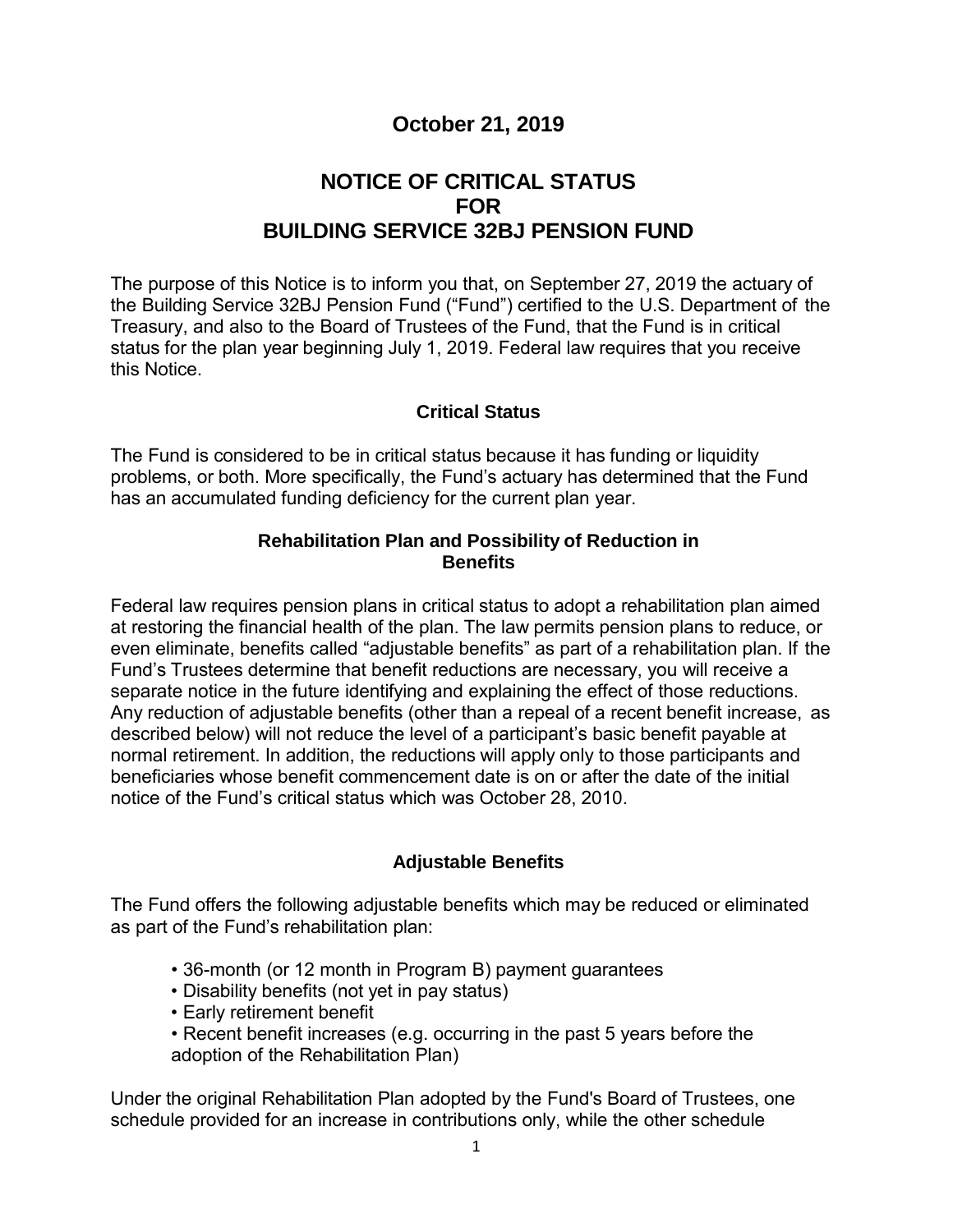**October 21, 2019**

# NOTICE OF CRITICAL STATUS FOR BUILDING SERVICE 32BJ PENSION FUND

The purpose of this Notice is to inform you that, on September 27, 2019 the actuary of the Building Service 32BJ Pension Fund ("Fund") certified to the U.S. Department of the Treasury, and also to the Board of Trustees of the Fund, that the Fund is in critical status for the plan year beginning July 1, 2019. Federal law requires that you receive this Notice.

## Critical Status

The Fund is considered to be in critical status because it has funding or liquidity problems, or both. More specifically, the Fund's actuary has determined that the Fund has an accumulated funding deficiency for the current plan year.

## Rehabilitation Plan and Possibility of Reduction in Benefits

Federal law requires pension plans in critical status to adopt a rehabilitation plan aimed at restoring the financial health of the plan. The law permits pension plans to reduce, or even eliminate, benefits called "adjustable benefits" as part of a rehabilitation plan. If the Fund's Trustees determine that benefit reductions are necessary, you will receive a separate notice in the future identifying and explaining the effect of those reductions. Any reduction of adjustable benefits (other than a repeal of a recent benefit increase, as described below) will not reduce the level of a participant's basic benefit payable at normal retirement. In addition, the reductions will apply only to those participants and beneficiaries whose benefit commencement date is on or after the date of the initial notice of the Fund's critical status which was October 28, 2010.

## Adjustable Benefits

The Fund offers the following adjustable benefits which may be reduced or eliminated as part of the Fund's rehabilitation plan:

- 36-month (or 12 month in Program B) payment guarantees
- Disability benefits (not yet in pay status)
- Early retirement benefit
- Recent benefit increases (e.g. occurring in the past 5 years before the adoption of the Rehabilitation Plan)

Under the original Rehabilitation Plan adopted by the Fund's Board of Trustees, one schedule provided for an increase in contributions only, while the other schedule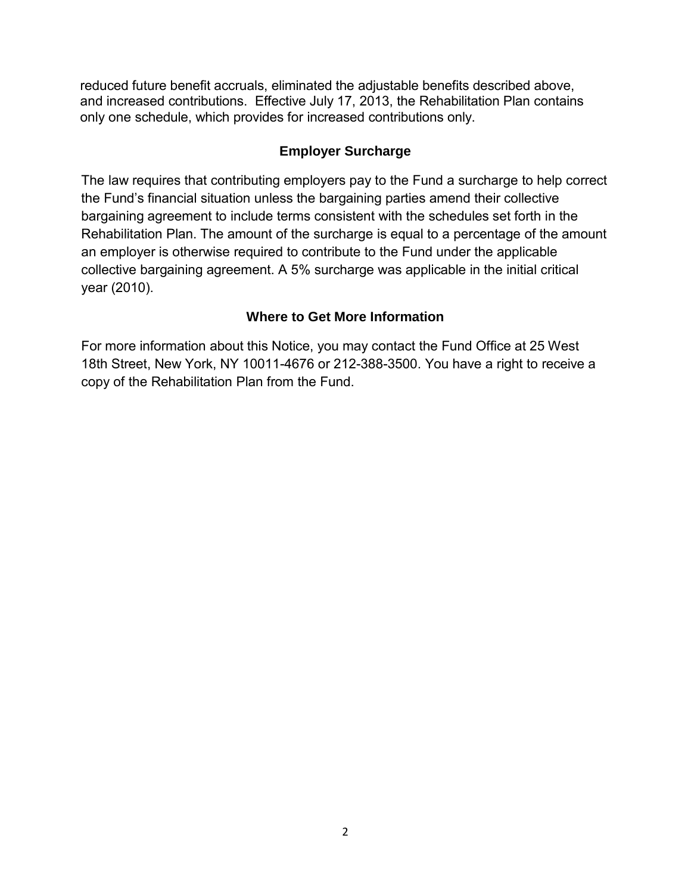reduced future benefit accruals, eliminated the adjustable benefits described above, and increased contributions. Effective July 17, 2013, the Rehabilitation Plan contains only one schedule, which provides for increased contributions only.

## Employer Surcharge

The law requires that contributing employers pay to the Fund a surcharge to help correct the Fund's financial situation unless the bargaining parties amend their collective bargaining agreement to include terms consistent with the schedules set forth in the Rehabilitation Plan. The amount of the surcharge is equal to a percentage of the amount an employer is otherwise required to contribute to the Fund under the applicable collective bargaining agreement. A 5% surcharge was applicable in the initial critical year (2010).

## Where to Get More Information

For more information about this Notice, you may contact the Fund Office at 25 West 18th Street, New York, NY 10011-4676 or 212-388-3500. You have a right to receive a copy of the Rehabilitation Plan from the Fund.